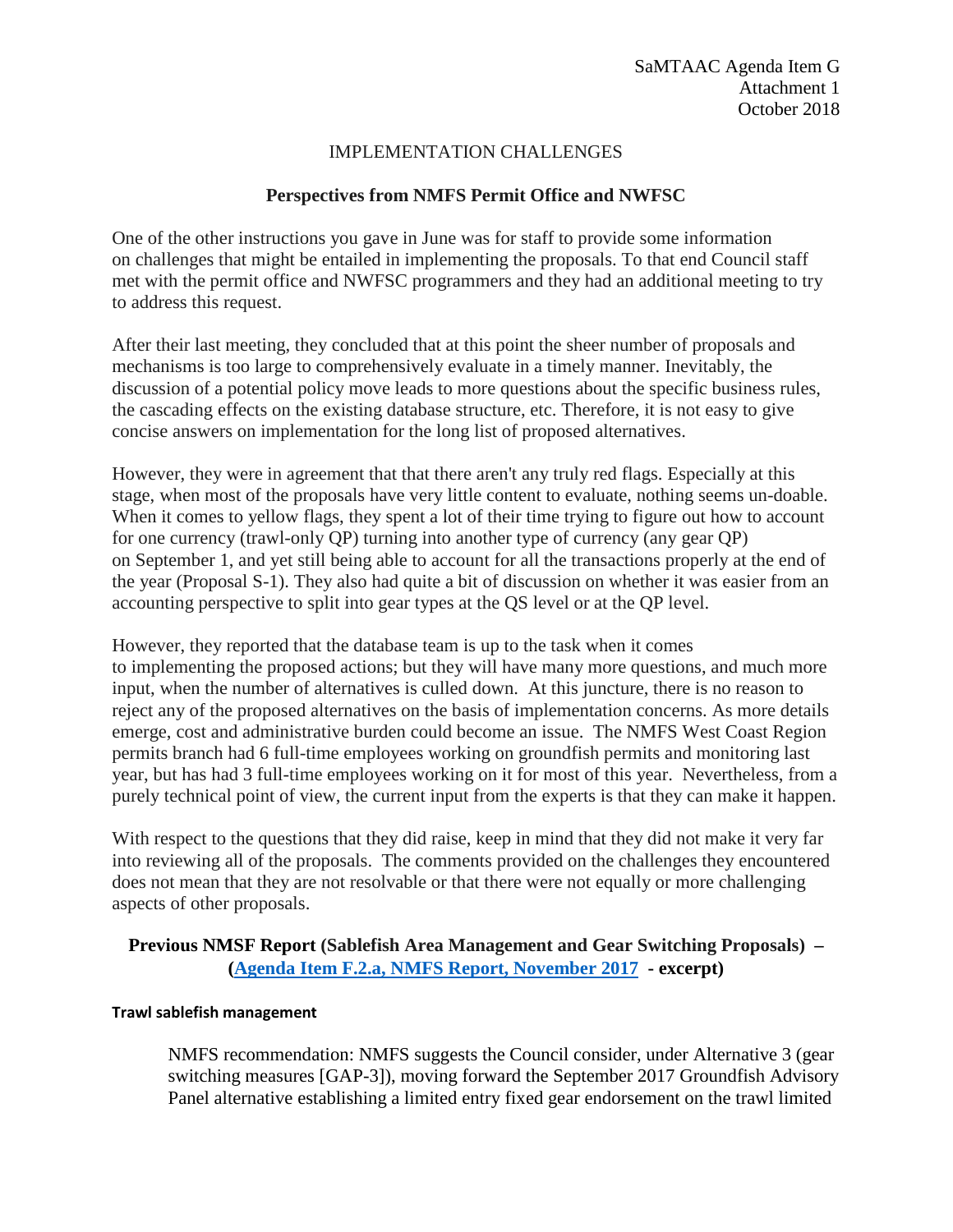SaMTAAC Agenda Item G
Attachment 1
October 2018

IMPLEMENTATION CHALLENGES

## Perspectives from NMFS Permit Office and NWFSC

One of the other instructions you gave in June was for staff to provide some information on challenges that might be entailed in implementing the proposals. To that end Council staff met with the permit office and NWFSC programmers and they had an additional meeting to try to address this request.

After their last meeting, they concluded that at this point the sheer number of proposals and mechanisms is too large to comprehensively evaluate in a timely manner. Inevitably, the discussion of a potential policy move leads to more questions about the specific business rules, the cascading effects on the existing database structure, etc. Therefore, it is not easy to give concise answers on implementation for the long list of proposed alternatives.

However, they were in agreement that that there aren't any truly red flags. Especially at this stage, when most of the proposals have very little content to evaluate, nothing seems un-doable. When it comes to yellow flags, they spent a lot of their time trying to figure out how to account for one currency (trawl-only QP) turning into another type of currency (any gear QP) on September 1, and yet still being able to account for all the transactions properly at the end of the year (Proposal S-1). They also had quite a bit of discussion on whether it was easier from an accounting perspective to split into gear types at the QS level or at the QP level.

However, they reported that the database team is up to the task when it comes to implementing the proposed actions; but they will have many more questions, and much more input, when the number of alternatives is culled down. At this juncture, there is no reason to reject any of the proposed alternatives on the basis of implementation concerns. As more details emerge, cost and administrative burden could become an issue. The NMFS West Coast Region permits branch had 6 full-time employees working on groundfish permits and monitoring last year, but has had 3 full-time employees working on it for most of this year. Nevertheless, from a purely technical point of view, the current input from the experts is that they can make it happen.

With respect to the questions that they did raise, keep in mind that they did not make it very far into reviewing all of the proposals. The comments provided on the challenges they encountered does not mean that they are not resolvable or that there were not equally or more challenging aspects of other proposals.

## Previous NMSF Report (Sablefish Area Management and Gear Switching Proposals) – (Agenda Item F.2.a, NMFS Report, November 2017 - excerpt)

#### Trawl sablefish management

> NMFS recommendation: NMFS suggests the Council consider, under Alternative 3 (gear switching measures [GAP-3]), moving forward the September 2017 Groundfish Advisory Panel alternative establishing a limited entry fixed gear endorsement on the trawl limited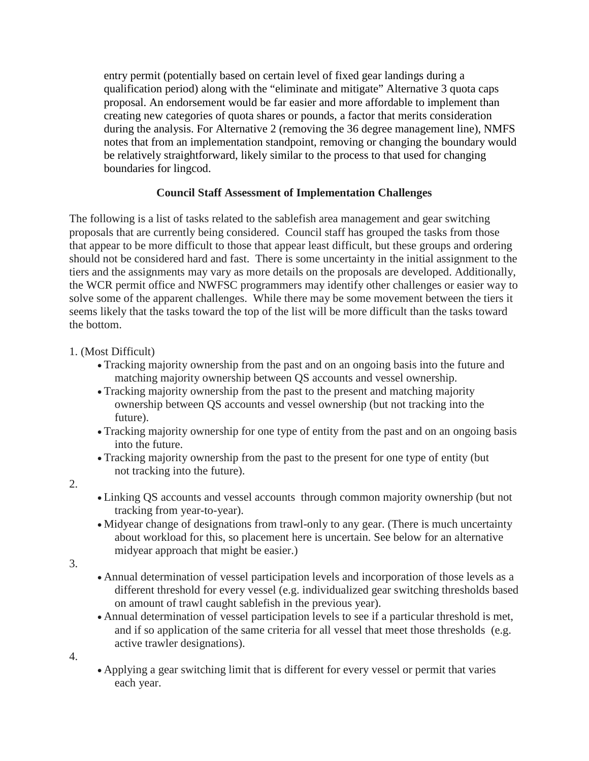entry permit (potentially based on certain level of fixed gear landings during a qualification period) along with the "eliminate and mitigate" Alternative 3 quota caps proposal. An endorsement would be far easier and more affordable to implement than creating new categories of quota shares or pounds, a factor that merits consideration during the analysis. For Alternative 2 (removing the 36 degree management line), NMFS notes that from an implementation standpoint, removing or changing the boundary would be relatively straightforward, likely similar to the process to that used for changing boundaries for lingcod.

**Council Staff Assessment of Implementation Challenges**

The following is a list of tasks related to the sablefish area management and gear switching proposals that are currently being considered. Council staff has grouped the tasks from those that appear to be more difficult to those that appear least difficult, but these groups and ordering should not be considered hard and fast. There is some uncertainty in the initial assignment to the tiers and the assignments may vary as more details on the proposals are developed. Additionally, the WCR permit office and NWFSC programmers may identify other challenges or easier way to solve some of the apparent challenges. While there may be some movement between the tiers it seems likely that the tasks toward the top of the list will be more difficult than the tasks toward the bottom.

1. (Most Difficult)
    - Tracking majority ownership from the past and on an ongoing basis into the future and matching majority ownership between QS accounts and vessel ownership.
    - Tracking majority ownership from the past to the present and matching majority ownership between QS accounts and vessel ownership (but not tracking into the future).
    - Tracking majority ownership for one type of entity from the past and on an ongoing basis into the future.
    - Tracking majority ownership from the past to the present for one type of entity (but not tracking into the future).
2. 
    - Linking QS accounts and vessel accounts through common majority ownership (but not tracking from year-to-year).
    - Midyear change of designations from trawl-only to any gear. (There is much uncertainty about workload for this, so placement here is uncertain. See below for an alternative midyear approach that might be easier.)
3. 
    - Annual determination of vessel participation levels and incorporation of those levels as a different threshold for every vessel (e.g. individualized gear switching thresholds based on amount of trawl caught sablefish in the previous year).
    - Annual determination of vessel participation levels to see if a particular threshold is met, and if so application of the same criteria for all vessel that meet those thresholds (e.g. active trawler designations).
4. 
    - Applying a gear switching limit that is different for every vessel or permit that varies each year.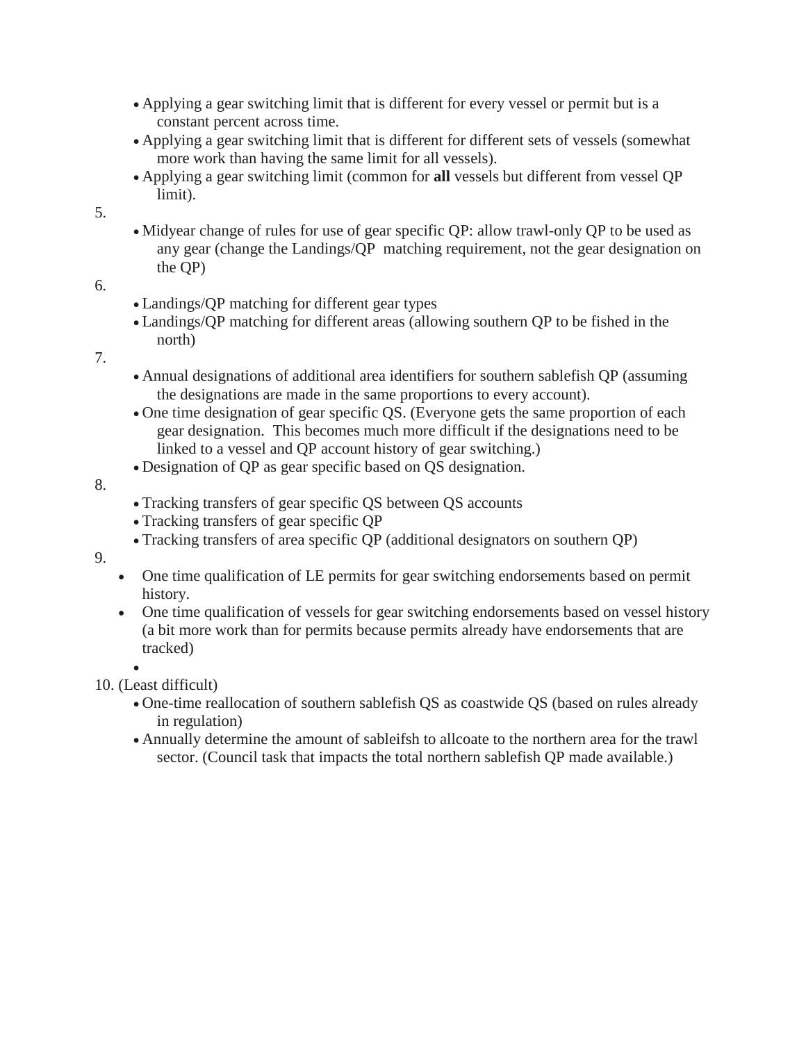- Applying a gear switching limit that is different for every vessel or permit but is a constant percent across time.
- Applying a gear switching limit that is different for different sets of vessels (somewhat more work than having the same limit for all vessels).
- Applying a gear switching limit (common for **all** vessels but different from vessel QP limit).

5.

- Midyear change of rules for use of gear specific QP: allow trawl-only QP to be used as any gear (change the Landings/QP matching requirement, not the gear designation on the QP)

6.

- Landings/QP matching for different gear types
- Landings/QP matching for different areas (allowing southern QP to be fished in the north)

7.

- Annual designations of additional area identifiers for southern sablefish QP (assuming the designations are made in the same proportions to every account).
- One time designation of gear specific QS. (Everyone gets the same proportion of each gear designation. This becomes much more difficult if the designations need to be linked to a vessel and QP account history of gear switching.)
- Designation of QP as gear specific based on QS designation.

8.

- Tracking transfers of gear specific QS between QS accounts
- Tracking transfers of gear specific QP
- Tracking transfers of area specific QP (additional designators on southern QP)

9.

- One time qualification of LE permits for gear switching endorsements based on permit history.
- One time qualification of vessels for gear switching endorsements based on vessel history (a bit more work than for permits because permits already have endorsements that are tracked)
- 

10. (Least difficult)

- One-time reallocation of southern sablefish QS as coastwide QS (based on rules already in regulation)
- Annually determine the amount of sableifsh to allcoate to the northern area for the trawl sector. (Council task that impacts the total northern sablefish QP made available.)